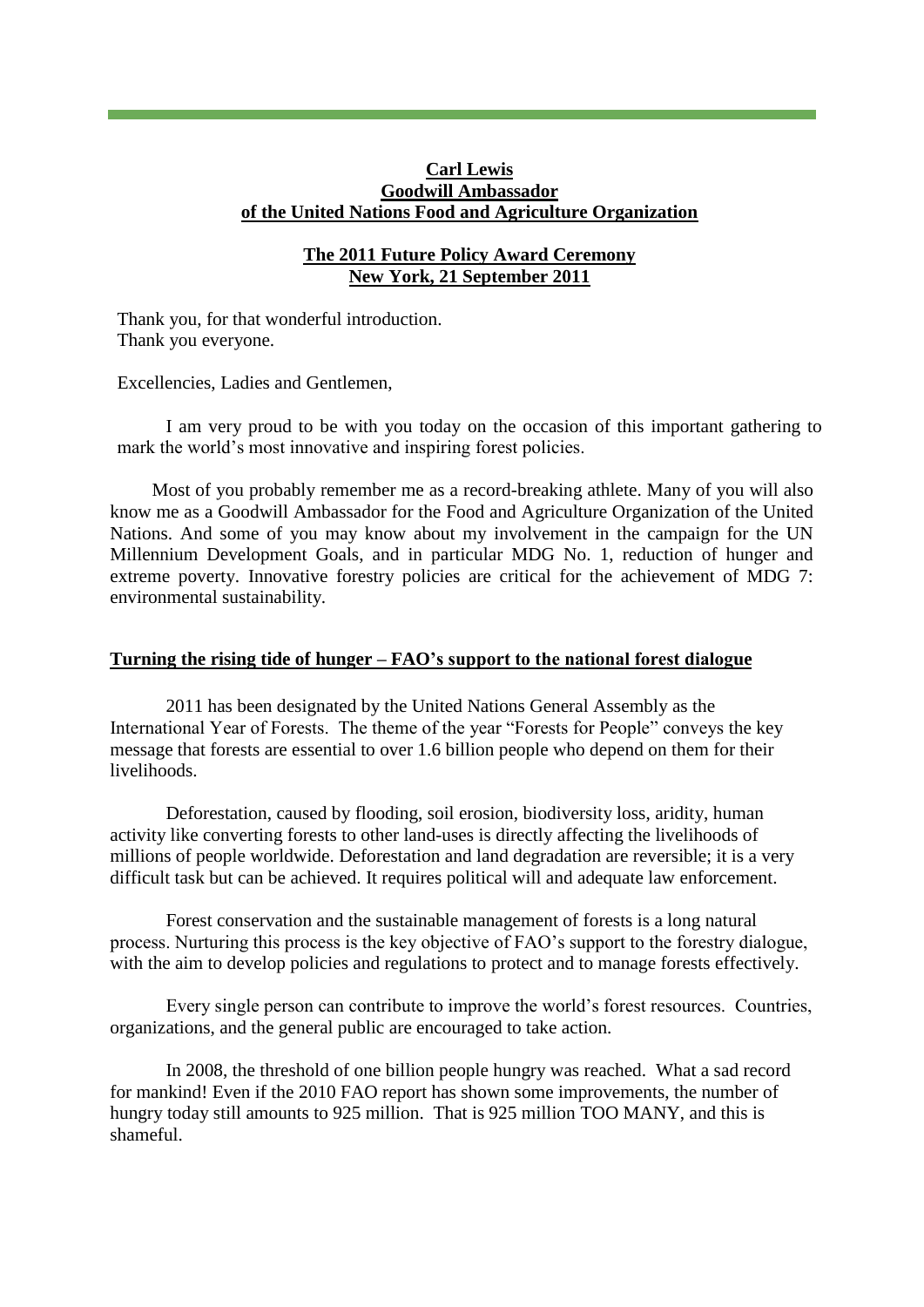**Carl Lewis**
**Goodwill Ambassador**
**of the United Nations Food and Agriculture Organization**

**The 2011 Future Policy Award Ceremony**
**New York, 21 September 2011**

Thank you, for that wonderful introduction.
Thank you everyone.

Excellencies, Ladies and Gentlemen,

I am very proud to be with you today on the occasion of this important gathering to mark the world's most innovative and inspiring forest policies.

Most of you probably remember me as a record-breaking athlete. Many of you will also know me as a Goodwill Ambassador for the Food and Agriculture Organization of the United Nations. And some of you may know about my involvement in the campaign for the UN Millennium Development Goals, and in particular MDG No. 1, reduction of hunger and extreme poverty. Innovative forestry policies are critical for the achievement of MDG 7: environmental sustainability.

## Turning the rising tide of hunger – FAO's support to the national forest dialogue

2011 has been designated by the United Nations General Assembly as the International Year of Forests. The theme of the year "Forests for People" conveys the key message that forests are essential to over 1.6 billion people who depend on them for their livelihoods.

Deforestation, caused by flooding, soil erosion, biodiversity loss, aridity, human activity like converting forests to other land-uses is directly affecting the livelihoods of millions of people worldwide. Deforestation and land degradation are reversible; it is a very difficult task but can be achieved. It requires political will and adequate law enforcement.

Forest conservation and the sustainable management of forests is a long natural process. Nurturing this process is the key objective of FAO's support to the forestry dialogue, with the aim to develop policies and regulations to protect and to manage forests effectively.

Every single person can contribute to improve the world's forest resources. Countries, organizations, and the general public are encouraged to take action.

In 2008, the threshold of one billion people hungry was reached. What a sad record for mankind! Even if the 2010 FAO report has shown some improvements, the number of hungry today still amounts to 925 million. That is 925 million TOO MANY, and this is shameful.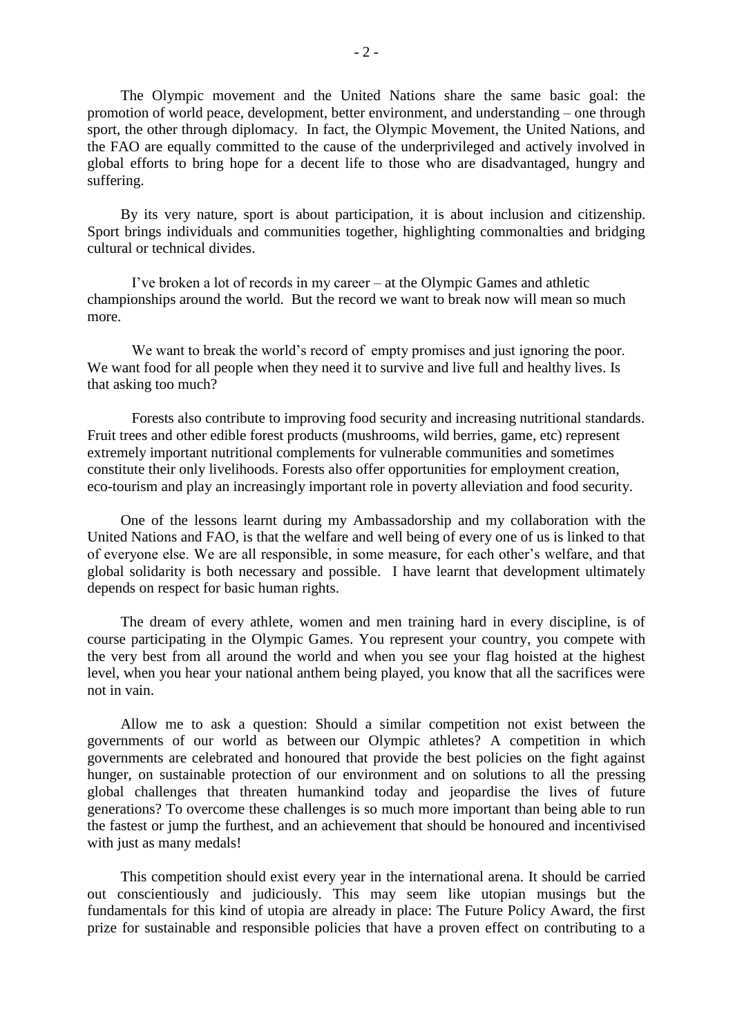The Olympic movement and the United Nations share the same basic goal: the promotion of world peace, development, better environment, and understanding – one through sport, the other through diplomacy. In fact, the Olympic Movement, the United Nations, and the FAO are equally committed to the cause of the underprivileged and actively involved in global efforts to bring hope for a decent life to those who are disadvantaged, hungry and suffering.

By its very nature, sport is about participation, it is about inclusion and citizenship. Sport brings individuals and communities together, highlighting commonalties and bridging cultural or technical divides.

I've broken a lot of records in my career – at the Olympic Games and athletic championships around the world. But the record we want to break now will mean so much more.

We want to break the world's record of empty promises and just ignoring the poor. We want food for all people when they need it to survive and live full and healthy lives. Is that asking too much?

Forests also contribute to improving food security and increasing nutritional standards. Fruit trees and other edible forest products (mushrooms, wild berries, game, etc) represent extremely important nutritional complements for vulnerable communities and sometimes constitute their only livelihoods. Forests also offer opportunities for employment creation, eco-tourism and play an increasingly important role in poverty alleviation and food security.

One of the lessons learnt during my Ambassadorship and my collaboration with the United Nations and FAO, is that the welfare and well being of every one of us is linked to that of everyone else. We are all responsible, in some measure, for each other's welfare, and that global solidarity is both necessary and possible. I have learnt that development ultimately depends on respect for basic human rights.

The dream of every athlete, women and men training hard in every discipline, is of course participating in the Olympic Games. You represent your country, you compete with the very best from all around the world and when you see your flag hoisted at the highest level, when you hear your national anthem being played, you know that all the sacrifices were not in vain.

Allow me to ask a question: Should a similar competition not exist between the governments of our world as between our Olympic athletes? A competition in which governments are celebrated and honoured that provide the best policies on the fight against hunger, on sustainable protection of our environment and on solutions to all the pressing global challenges that threaten humankind today and jeopardise the lives of future generations? To overcome these challenges is so much more important than being able to run the fastest or jump the furthest, and an achievement that should be honoured and incentivised with just as many medals!

This competition should exist every year in the international arena. It should be carried out conscientiously and judiciously. This may seem like utopian musings but the fundamentals for this kind of utopia are already in place: The Future Policy Award, the first prize for sustainable and responsible policies that have a proven effect on contributing to a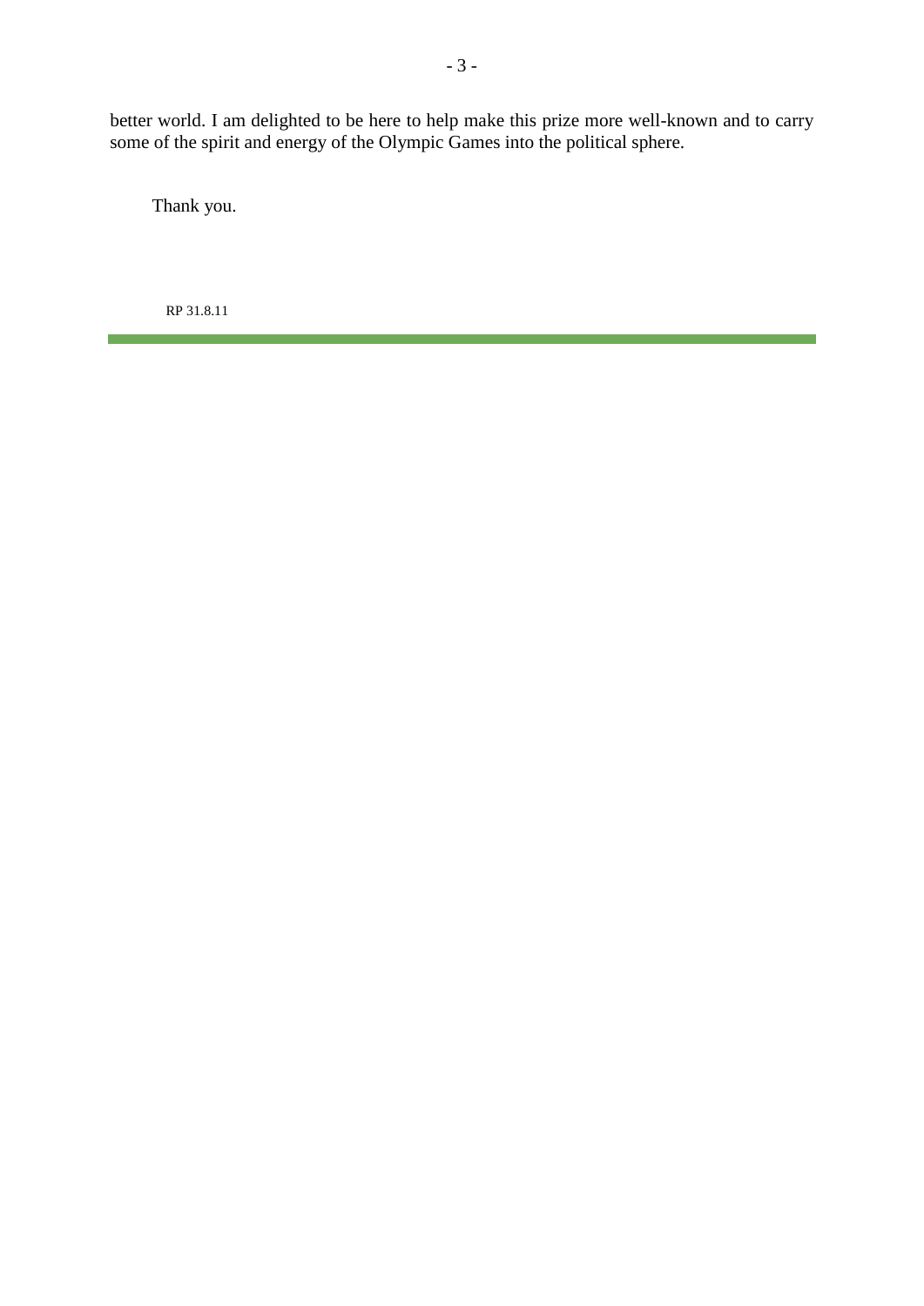better world. I am delighted to be here to help make this prize more well-known and to carry some of the spirit and energy of the Olympic Games into the political sphere.

Thank you.

RP 31.8.11